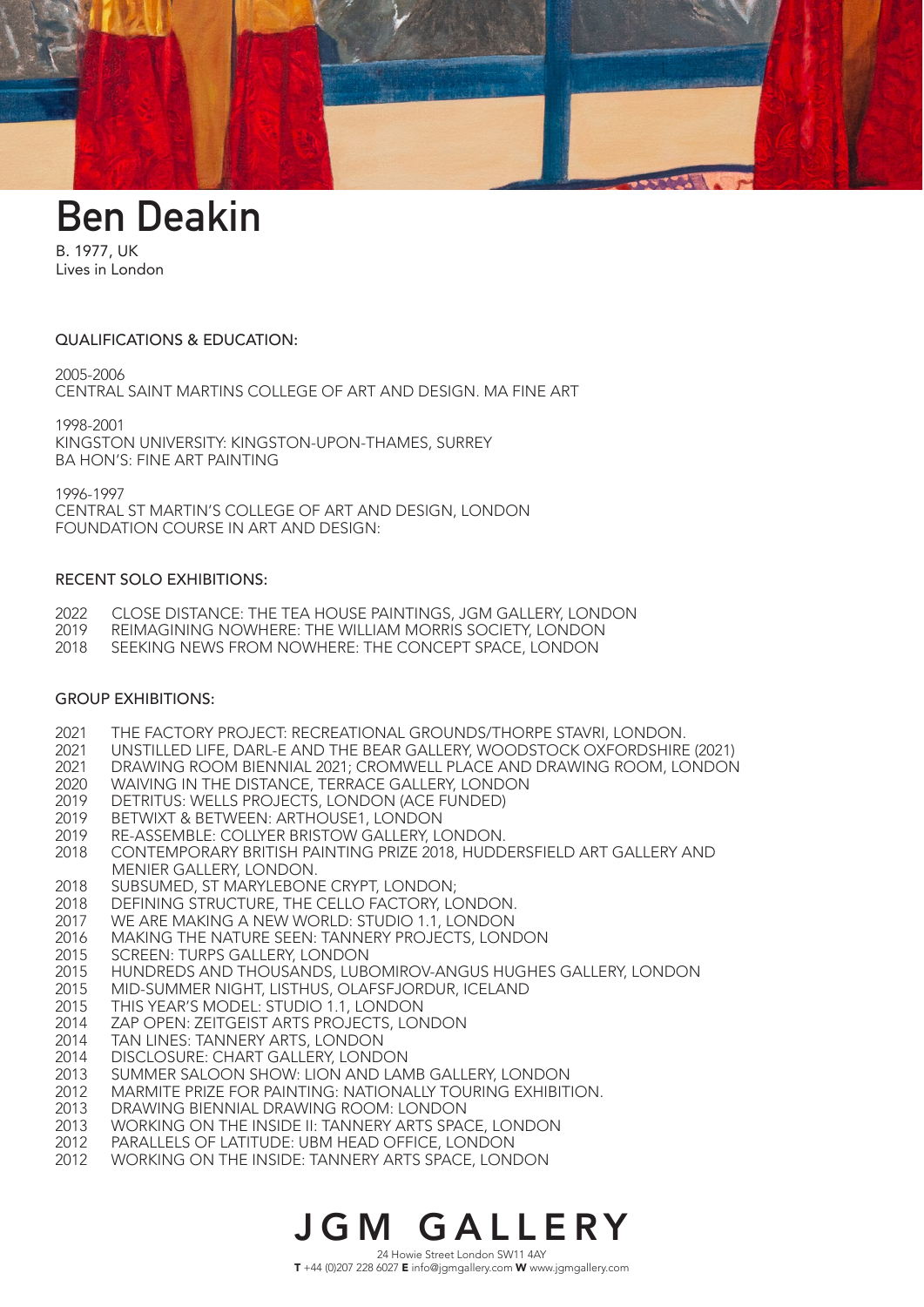# Ben Deakin

B. 1977, UK
Lives in London

## QUALIFICATIONS & EDUCATION:

2005-2006
CENTRAL SAINT MARTINS COLLEGE OF ART AND DESIGN. MA FINE ART

1998-2001
KINGSTON UNIVERSITY: KINGSTON-UPON-THAMES, SURREY
BA HON'S: FINE ART PAINTING

1996-1997
CENTRAL ST MARTIN'S COLLEGE OF ART AND DESIGN, LONDON
FOUNDATION COURSE IN ART AND DESIGN:

## RECENT SOLO EXHIBITIONS:

2022 CLOSE DISTANCE: THE TEA HOUSE PAINTINGS, JGM GALLERY, LONDON
2019 REIMAGINING NOWHERE: THE WILLIAM MORRIS SOCIETY, LONDON
2018 SEEKING NEWS FROM NOWHERE: THE CONCEPT SPACE, LONDON

## GROUP EXHIBITIONS:

2021 THE FACTORY PROJECT: RECREATIONAL GROUNDS/THORPE STAVRI, LONDON.
2021 UNSTILLED LIFE, DARL-E AND THE BEAR GALLERY, WOODSTOCK OXFORDSHIRE (2021)
2021 DRAWING ROOM BIENNIAL 2021; CROMWELL PLACE AND DRAWING ROOM, LONDON
2020 WAIVING IN THE DISTANCE, TERRACE GALLERY, LONDON
2019 DETRITUS: WELLS PROJECTS, LONDON (ACE FUNDED)
2019 BETWIXT & BETWEEN: ARTHOUSE1, LONDON
2019 RE-ASSEMBLE: COLLYER BRISTOW GALLERY, LONDON.
2018 CONTEMPORARY BRITISH PAINTING PRIZE 2018, HUDDERSFIELD ART GALLERY AND MENIER GALLERY, LONDON.
2018 SUBSUMED, ST MARYLEBONE CRYPT, LONDON;
2018 DEFINING STRUCTURE, THE CELLO FACTORY, LONDON.
2017 WE ARE MAKING A NEW WORLD: STUDIO 1.1, LONDON
2016 MAKING THE NATURE SEEN: TANNERY PROJECTS, LONDON
2015 SCREEN: TURPS GALLERY, LONDON
2015 HUNDREDS AND THOUSANDS, LUBOMIROV-ANGUS HUGHES GALLERY, LONDON
2015 MID-SUMMER NIGHT, LISTHUS, OLAFSFJORDUR, ICELAND
2015 THIS YEAR'S MODEL: STUDIO 1.1, LONDON
2014 ZAP OPEN: ZEITGEIST ARTS PROJECTS, LONDON
2014 TAN LINES: TANNERY ARTS, LONDON
2014 DISCLOSURE: CHART GALLERY, LONDON
2013 SUMMER SALOON SHOW: LION AND LAMB GALLERY, LONDON
2012 MARMITE PRIZE FOR PAINTING: NATIONALLY TOURING EXHIBITION.
2013 DRAWING BIENNIAL DRAWING ROOM: LONDON
2013 WORKING ON THE INSIDE II: TANNERY ARTS SPACE, LONDON
2012 PARALLELS OF LATITUDE: UBM HEAD OFFICE, LONDON
2012 WORKING ON THE INSIDE: TANNERY ARTS SPACE, LONDON

JGM GALLERY
24 Howie Street London SW11 4AY
**T** +44 (0)207 228 6027 **E** info@jgmgallery.com **W** www.jgmgallery.com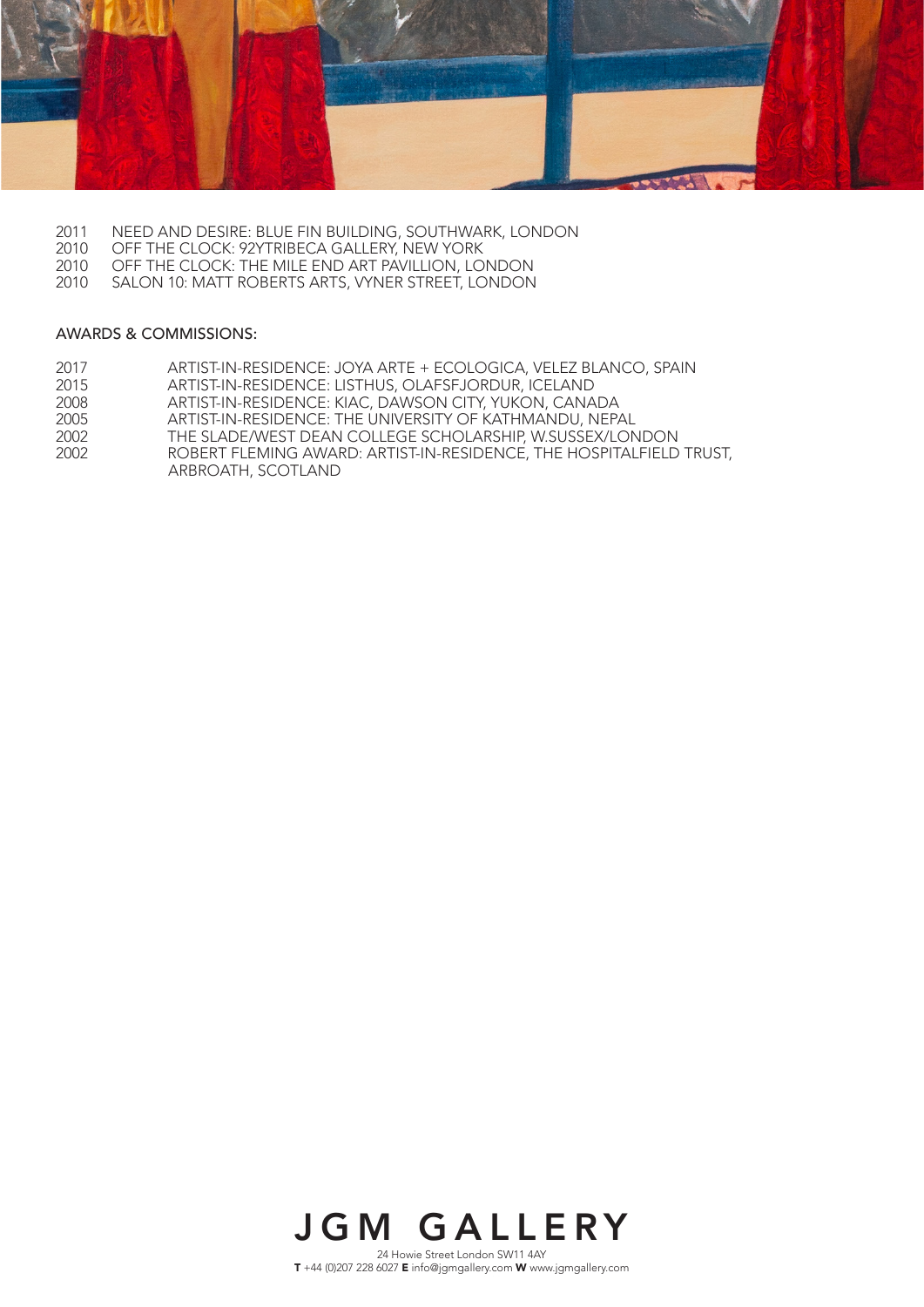2011 NEED AND DESIRE: BLUE FIN BUILDING, SOUTHWARK, LONDON
2010 OFF THE CLOCK: 92YTRIBECA GALLERY, NEW YORK
2010 OFF THE CLOCK: THE MILE END ART PAVILLION, LONDON
2010 SALON 10: MATT ROBERTS ARTS, VYNER STREET, LONDON

AWARDS & COMMISSIONS:

2017 ARTIST-IN-RESIDENCE: JOYA ARTE + ECOLOGICA, VELEZ BLANCO, SPAIN
2015 ARTIST-IN-RESIDENCE: LISTHUS, OLAFSFJORDUR, ICELAND
2008 ARTIST-IN-RESIDENCE: KIAC, DAWSON CITY, YUKON, CANADA
2005 ARTIST-IN-RESIDENCE: THE UNIVERSITY OF KATHMANDU, NEPAL
2002 THE SLADE/WEST DEAN COLLEGE SCHOLARSHIP, W.SUSSEX/LONDON
2002 ROBERT FLEMING AWARD: ARTIST-IN-RESIDENCE, THE HOSPITALFIELD TRUST, ARBROATH, SCOTLAND

JGM GALLERY

24 Howie Street London SW11 4AY
**T** +44 (0)207 228 6027 **E** info@jgmgallery.com **W** www.jgmgallery.com